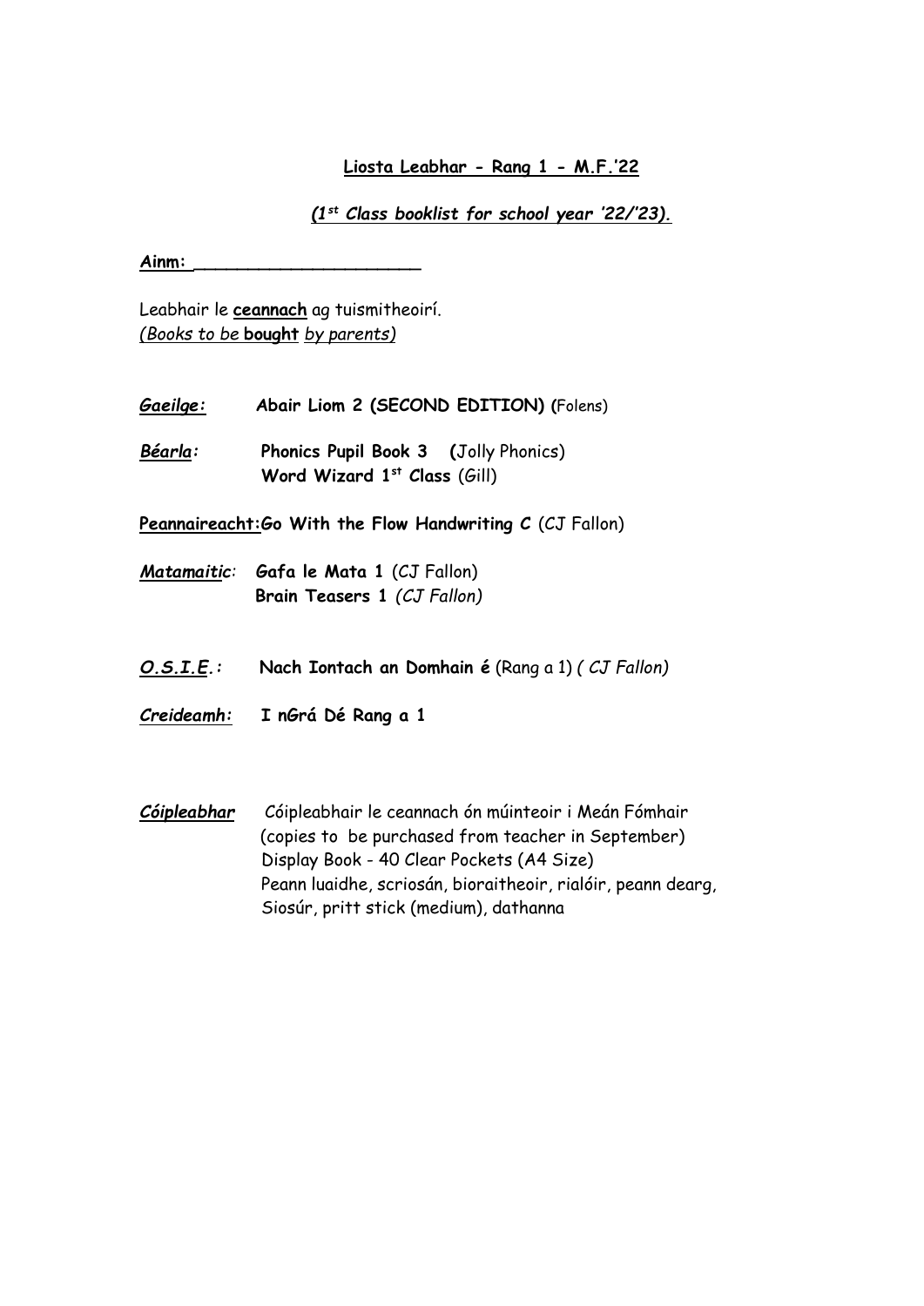**<u>Liosta Leabhar - Rang 1 - M.F.'22</u>**

***<u>(1st Class booklist for school year '22/'23).</u>***

**Ainm:** ______________________

Leabhair le **<u>ceannach</u>** ag tuismitheoirí.
*<u>(Books to be</u>* **<u>bought</u>** *<u>by parents)</u>*

***<u>Gaeilge:</u>*** **Abair Liom 2 (SECOND EDITION)** (Folens)

***<u>Béarla:</u>*** **Phonics Pupil Book 3** (Jolly Phonics)
**Word Wizard 1st Class** (Gill)

**<u>Peannaireacht:</u>** **Go With the Flow Handwriting C** (CJ Fallon)

***<u>Matamaitic</u>***: **Gafa le Mata 1** (CJ Fallon)
**Brain Teasers 1** *(CJ Fallon)*

***<u>O.S.I.E.</u>:*** **Nach Iontach an Domhain é** (Rang a 1) *( CJ Fallon)*

***<u>Creideamh:</u>*** **I nGrá Dé Rang a 1**

***<u>Cóipleabhar</u>*** Cóipleabhair le ceannach ón múinteoir i Meán Fómhair
(copies to be purchased from teacher in September)
Display Book - 40 Clear Pockets (A4 Size)
Peann luaidhe, scriosán, bioraitheoir, rialóir, peann dearg,
Siosúr, pritt stick (medium), dathanna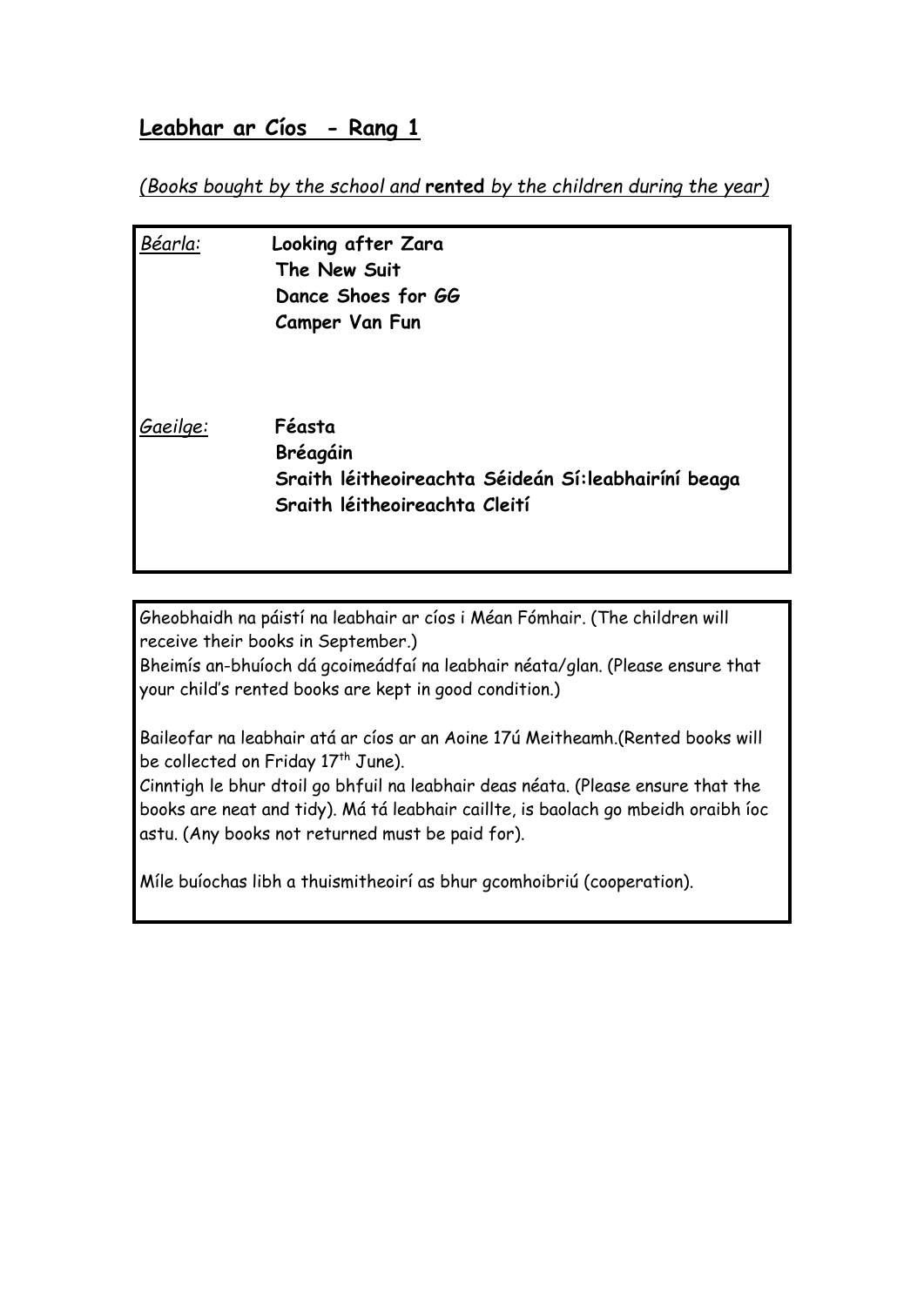## **Leabhar ar Cíos - Rang 1**

*(Books bought by the school and* ***rented*** *by the children during the year)*

| | |
|---|---|
| *Béarla:* | **Looking after Zara**<br>**The New Suit**<br>**Dance Shoes for GG**<br>**Camper Van Fun** |
| *Gaeilge:* | **Féasta**<br>**Bréagáin**<br>**Sraith léitheoireachta Séideán Sí:leabhairíní beaga**<br>**Sraith léitheoireachta Cleití** |

Gheobhaidh na páistí na leabhair ar cíos i Méan Fómhair. (The children will receive their books in September.)
Bheimís an-bhuíoch dá gcoimeádfaí na leabhair néata/glan. (Please ensure that your child's rented books are kept in good condition.)

Baileofar na leabhair atá ar cíos ar an Aoine 17ú Meitheamh.(Rented books will be collected on Friday 17th June).
Cinntigh le bhur dtoil go bhfuil na leabhair deas néata. (Please ensure that the books are neat and tidy). Má tá leabhair caillte, is baolach go mbeidh oraibh íoc astu. (Any books not returned must be paid for).

Míle buíochas libh a thuismitheoirí as bhur gcomhoibriú (cooperation).